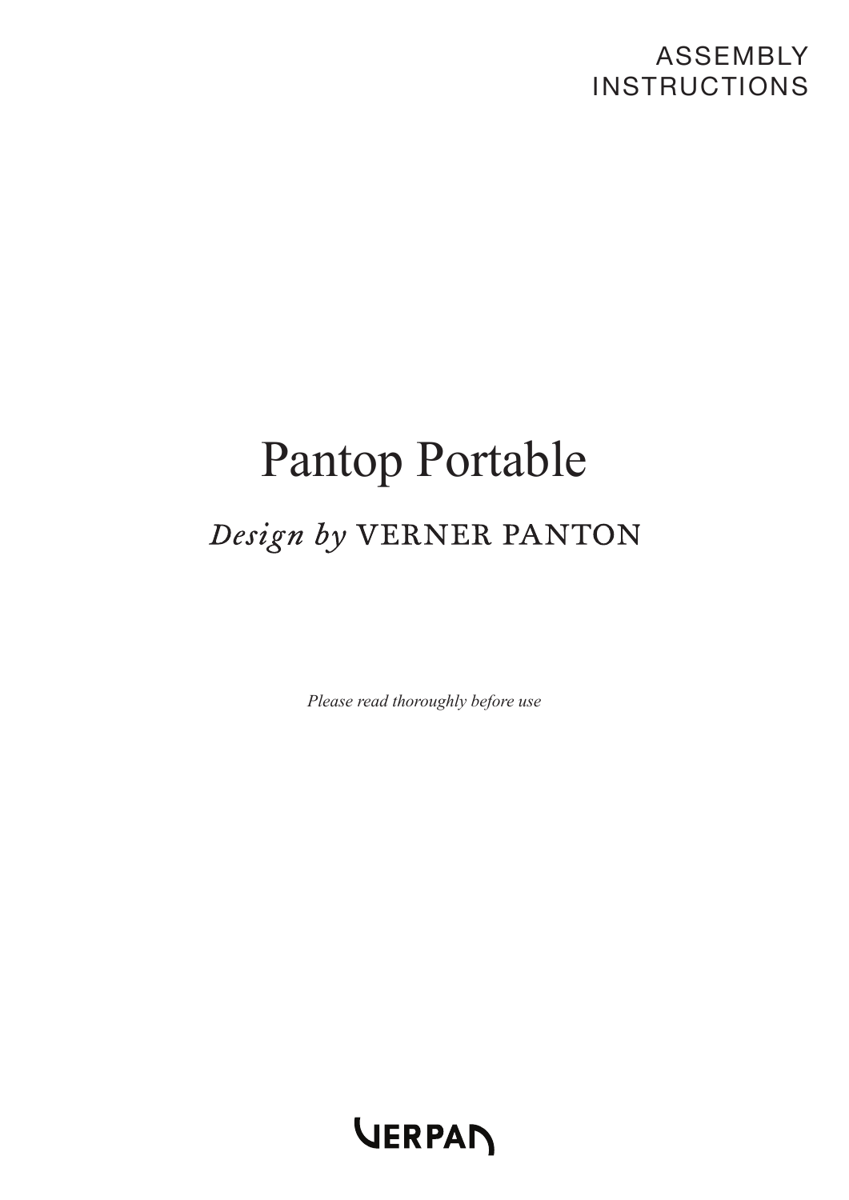ASSEMBLY
INSTRUCTIONS

# Pantop Portable

## *Design by* VERNER PANTON

*Please read thoroughly before use*

VERPAN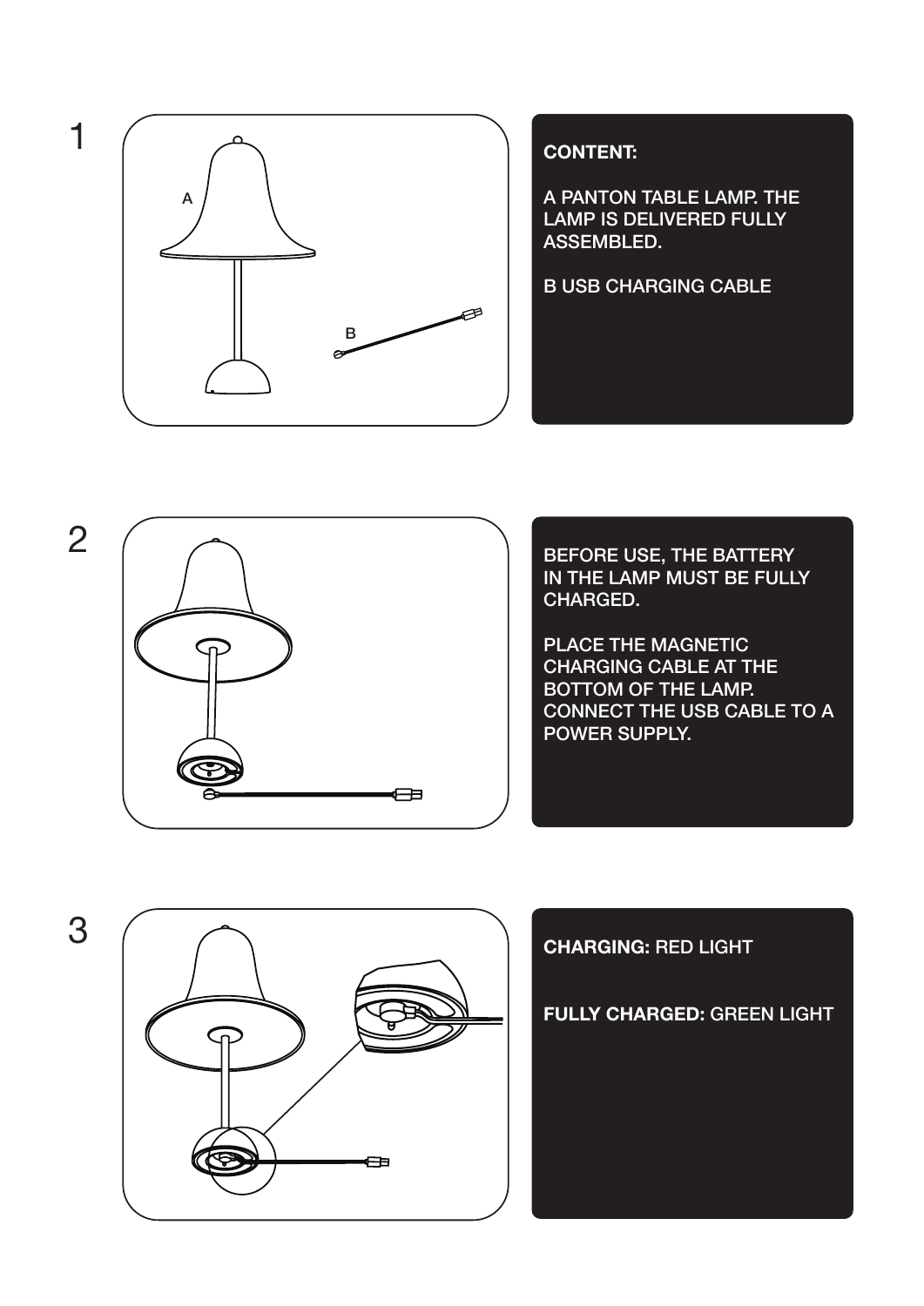1

A

B

**CONTENT:**

A PANTON TABLE LAMP. THE LAMP IS DELIVERED FULLY ASSEMBLED.

B USB CHARGING CABLE

2

BEFORE USE, THE BATTERY IN THE LAMP MUST BE FULLY CHARGED.

PLACE THE MAGNETIC CHARGING CABLE AT THE BOTTOM OF THE LAMP. CONNECT THE USB CABLE TO A POWER SUPPLY.

3

**CHARGING:** RED LIGHT

**FULLY CHARGED:** GREEN LIGHT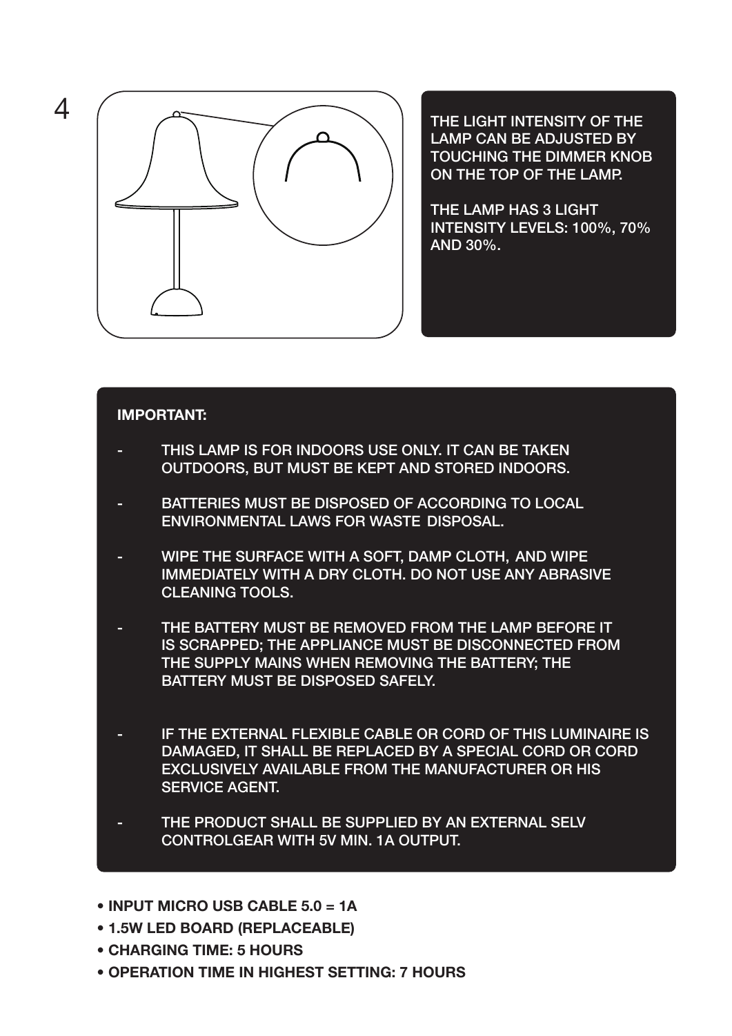4

THE LIGHT INTENSITY OF THE LAMP CAN BE ADJUSTED BY TOUCHING THE DIMMER KNOB ON THE TOP OF THE LAMP.

THE LAMP HAS 3 LIGHT INTENSITY LEVELS: 100%, 70% AND 30%.

**IMPORTANT:**

- THIS LAMP IS FOR INDOORS USE ONLY. IT CAN BE TAKEN OUTDOORS, BUT MUST BE KEPT AND STORED INDOORS.
- BATTERIES MUST BE DISPOSED OF ACCORDING TO LOCAL ENVIRONMENTAL LAWS FOR WASTE DISPOSAL.
- WIPE THE SURFACE WITH A SOFT, DAMP CLOTH, AND WIPE IMMEDIATELY WITH A DRY CLOTH. DO NOT USE ANY ABRASIVE CLEANING TOOLS.
- THE BATTERY MUST BE REMOVED FROM THE LAMP BEFORE IT IS SCRAPPED; THE APPLIANCE MUST BE DISCONNECTED FROM THE SUPPLY MAINS WHEN REMOVING THE BATTERY; THE BATTERY MUST BE DISPOSED SAFELY.
- IF THE EXTERNAL FLEXIBLE CABLE OR CORD OF THIS LUMINAIRE IS DAMAGED, IT SHALL BE REPLACED BY A SPECIAL CORD OR CORD EXCLUSIVELY AVAILABLE FROM THE MANUFACTURER OR HIS SERVICE AGENT.
- THE PRODUCT SHALL BE SUPPLIED BY AN EXTERNAL SELV CONTROLGEAR WITH 5V MIN. 1A OUTPUT.

- **INPUT MICRO USB CABLE 5.0 = 1A**
- **1.5W LED BOARD (REPLACEABLE)**
- **CHARGING TIME: 5 HOURS**
- **OPERATION TIME IN HIGHEST SETTING: 7 HOURS**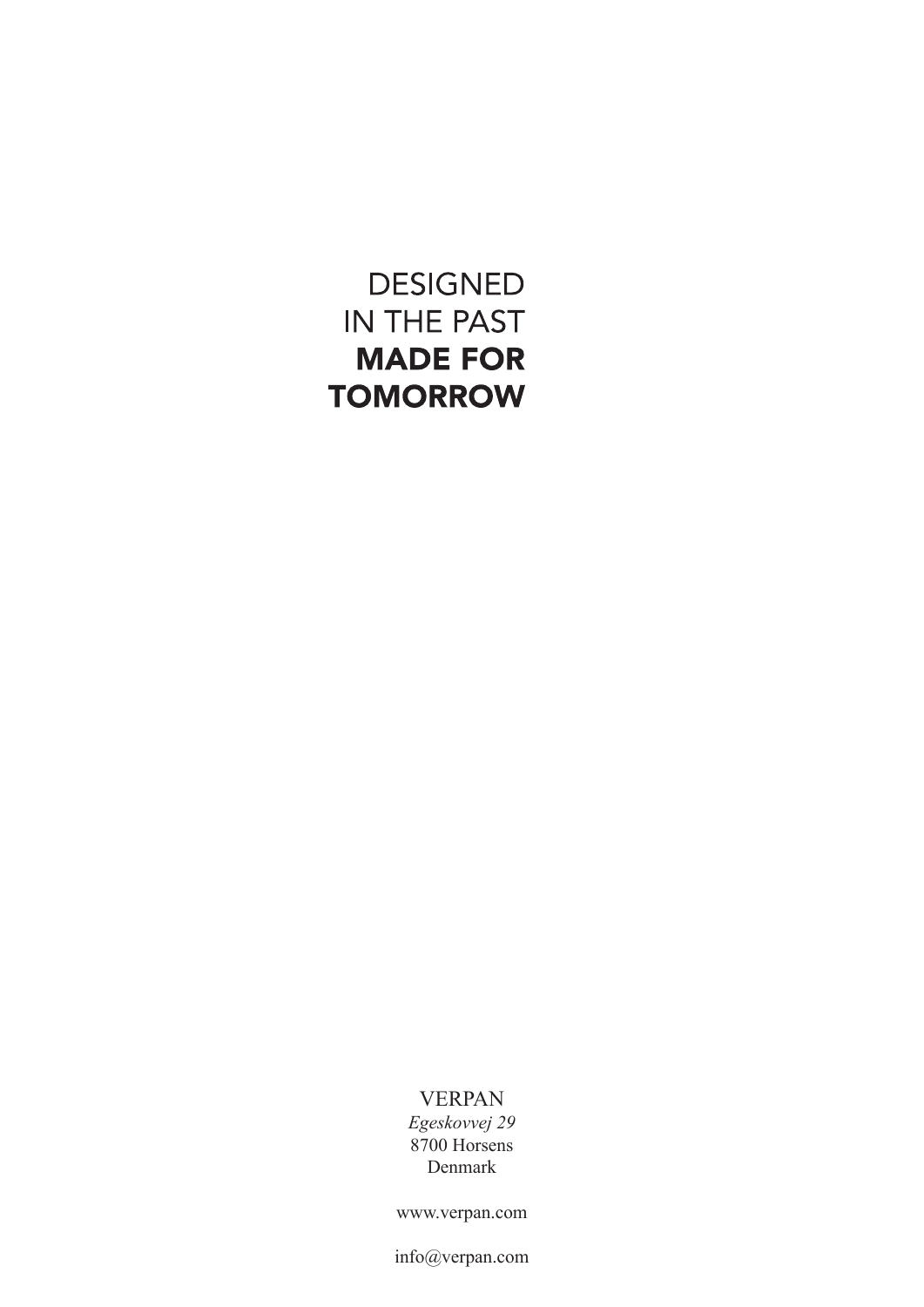DESIGNED
IN THE PAST
**MADE FOR**
**TOMORROW**

VERPAN
*Egeskovvej 29*
8700 Horsens
Denmark

www.verpan.com

info@verpan.com